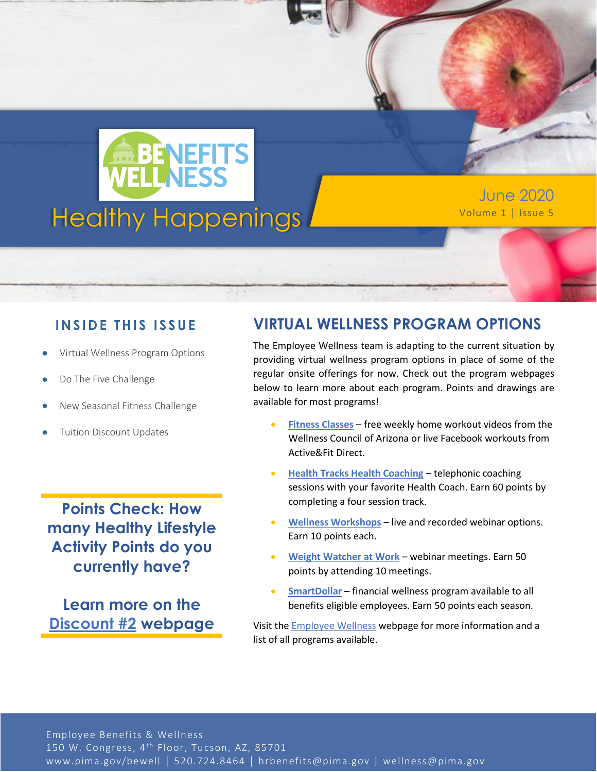# BENEFITS WELLNESS

# Healthy Happenings

June 2020
Volume 1 | Issue 5

## INSIDE THIS ISSUE

- Virtual Wellness Program Options
- Do The Five Challenge
- New Seasonal Fitness Challenge
- Tuition Discount Updates

## VIRTUAL WELLNESS PROGRAM OPTIONS

The Employee Wellness team is adapting to the current situation by providing virtual wellness program options in place of some of the regular onsite offerings for now. Check out the program webpages below to learn more about each program. Points and drawings are available for most programs!

- **Fitness Classes** – free weekly home workout videos from the Wellness Council of Arizona or live Facebook workouts from Active&Fit Direct.
- **Health Tracks Health Coaching** – telephonic coaching sessions with your favorite Health Coach. Earn 60 points by completing a four session track.
- **Wellness Workshops** – live and recorded webinar options. Earn 10 points each.
- **Weight Watcher at Work** – webinar meetings. Earn 50 points by attending 10 meetings.
- **SmartDollar** – financial wellness program available to all benefits eligible employees. Earn 50 points each season.

Visit the Employee Wellness webpage for more information and a list of all programs available.

**Points Check: How many Healthy Lifestyle Activity Points do you currently have?**

**Learn more on the Discount #2 webpage**

Employee Benefits & Wellness
150 W. Congress, 4th Floor, Tucson, AZ, 85701
www.pima.gov/bewell | 520.724.8464 | hrbenefits@pima.gov | wellness@pima.gov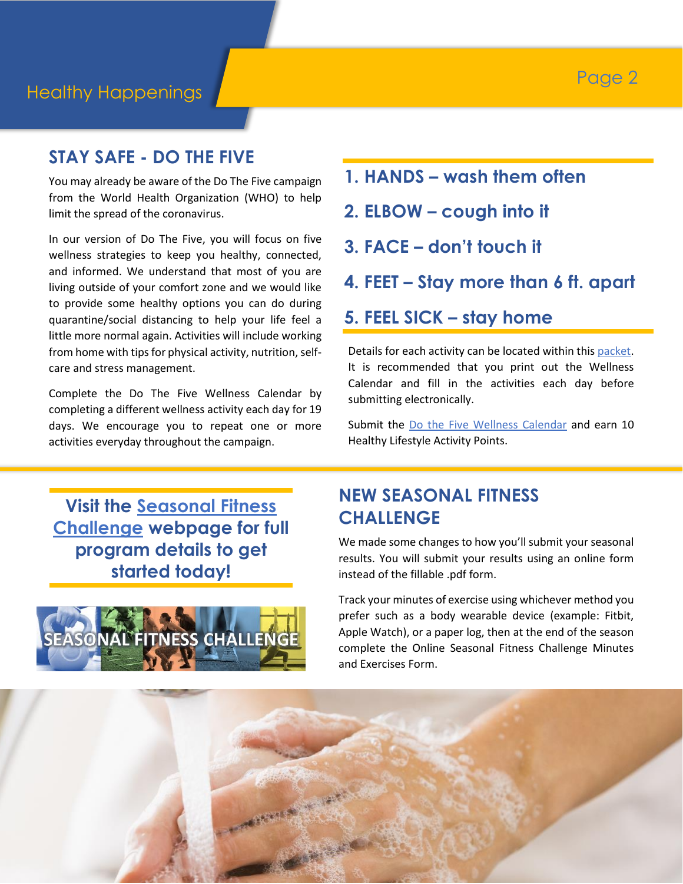## STAY SAFE - DO THE FIVE

You may already be aware of the Do The Five campaign from the World Health Organization (WHO) to help limit the spread of the coronavirus.

In our version of Do The Five, you will focus on five wellness strategies to keep you healthy, connected, and informed. We understand that most of you are living outside of your comfort zone and we would like to provide some healthy options you can do during quarantine/social distancing to help your life feel a little more normal again. Activities will include working from home with tips for physical activity, nutrition, self-care and stress management.

Complete the Do The Five Wellness Calendar by completing a different wellness activity each day for 19 days. We encourage you to repeat one or more activities everyday throughout the campaign.

### 1. HANDS – wash them often

### 2. ELBOW – cough into it

### 3. FACE – don't touch it

### 4. FEET – Stay more than 6 ft. apart

### 5. FEEL SICK – stay home

Details for each activity can be located within this packet. It is recommended that you print out the Wellness Calendar and fill in the activities each day before submitting electronically.

Submit the Do the Five Wellness Calendar and earn 10 Healthy Lifestyle Activity Points.

### Visit the Seasonal Fitness Challenge webpage for full program details to get started today!

SEASONAL FITNESS CHALLENGE

## NEW SEASONAL FITNESS CHALLENGE

We made some changes to how you'll submit your seasonal results. You will submit your results using an online form instead of the fillable .pdf form.

Track your minutes of exercise using whichever method you prefer such as a body wearable device (example: Fitbit, Apple Watch), or a paper log, then at the end of the season complete the Online Seasonal Fitness Challenge Minutes and Exercises Form.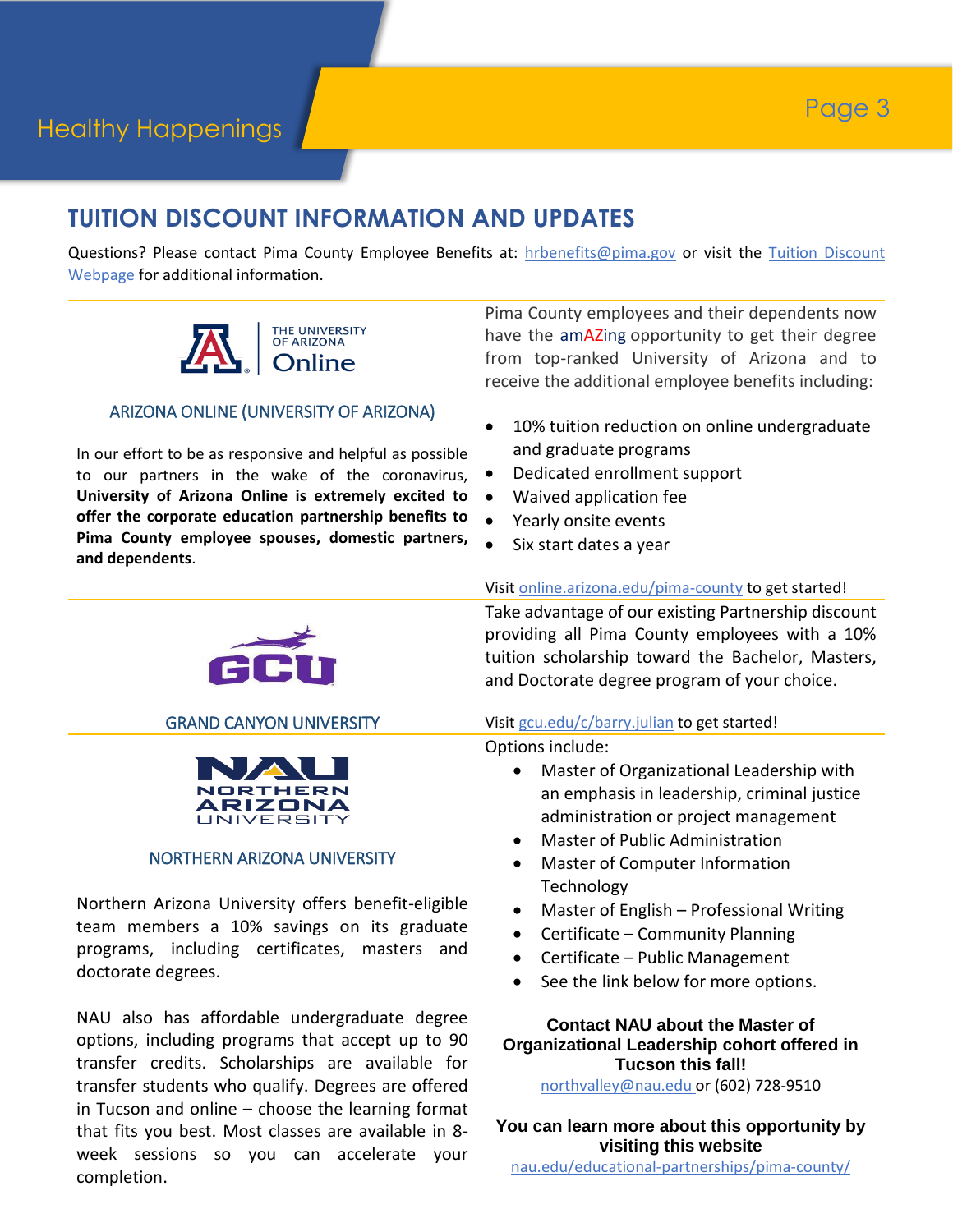## TUITION DISCOUNT INFORMATION AND UPDATES

Questions? Please contact Pima County Employee Benefits at: hrbenefits@pima.gov or visit the Tuition Discount Webpage for additional information.

### ARIZONA ONLINE (UNIVERSITY OF ARIZONA)

In our effort to be as responsive and helpful as possible to our partners in the wake of the coronavirus, **University of Arizona Online is extremely excited to offer the corporate education partnership benefits to Pima County employee spouses, domestic partners, and dependents**.

Pima County employees and their dependents now have the amAZing opportunity to get their degree from top-ranked University of Arizona and to receive the additional employee benefits including:

- 10% tuition reduction on online undergraduate and graduate programs
- Dedicated enrollment support
- Waived application fee
- Yearly onsite events
- Six start dates a year

Visit online.arizona.edu/pima-county to get started!

### GRAND CANYON UNIVERSITY

Take advantage of our existing Partnership discount providing all Pima County employees with a 10% tuition scholarship toward the Bachelor, Masters, and Doctorate degree program of your choice.

Visit gcu.edu/c/barry.julian to get started!

### NORTHERN ARIZONA UNIVERSITY

Northern Arizona University offers benefit-eligible team members a 10% savings on its graduate programs, including certificates, masters and doctorate degrees.

NAU also has affordable undergraduate degree options, including programs that accept up to 90 transfer credits. Scholarships are available for transfer students who qualify. Degrees are offered in Tucson and online – choose the learning format that fits you best. Most classes are available in 8-week sessions so you can accelerate your completion.

Options include:

- Master of Organizational Leadership with an emphasis in leadership, criminal justice administration or project management
- Master of Public Administration
- Master of Computer Information Technology
- Master of English – Professional Writing
- Certificate – Community Planning
- Certificate – Public Management
- See the link below for more options.

**Contact NAU about the Master of Organizational Leadership cohort offered in Tucson this fall!**

northvalley@nau.edu or (602) 728-9510

**You can learn more about this opportunity by visiting this website**

nau.edu/educational-partnerships/pima-county/